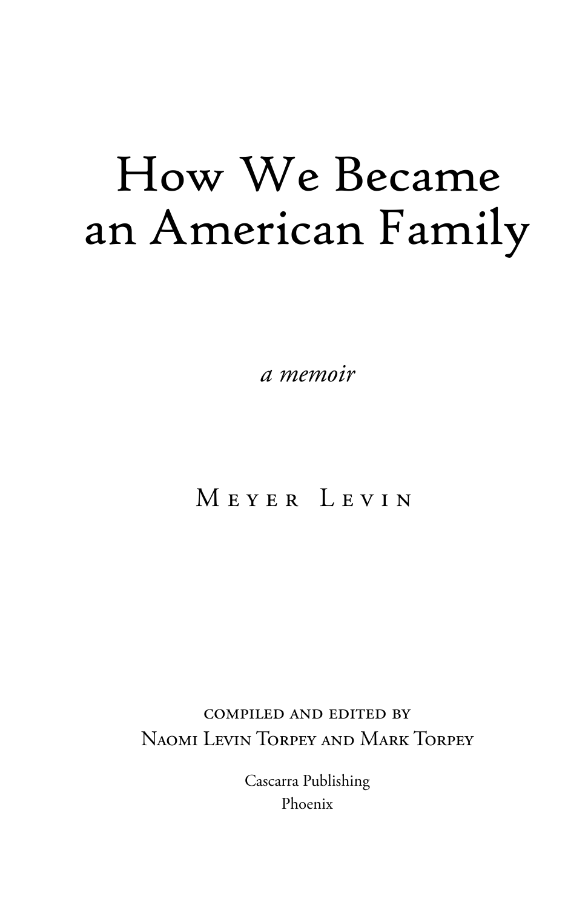# How We Became an American Family

*a memoir*

Meyer Levin

compiled and edited by

Naomi Levin Torpey and Mark Torpey

Cascarra Publishing

Phoenix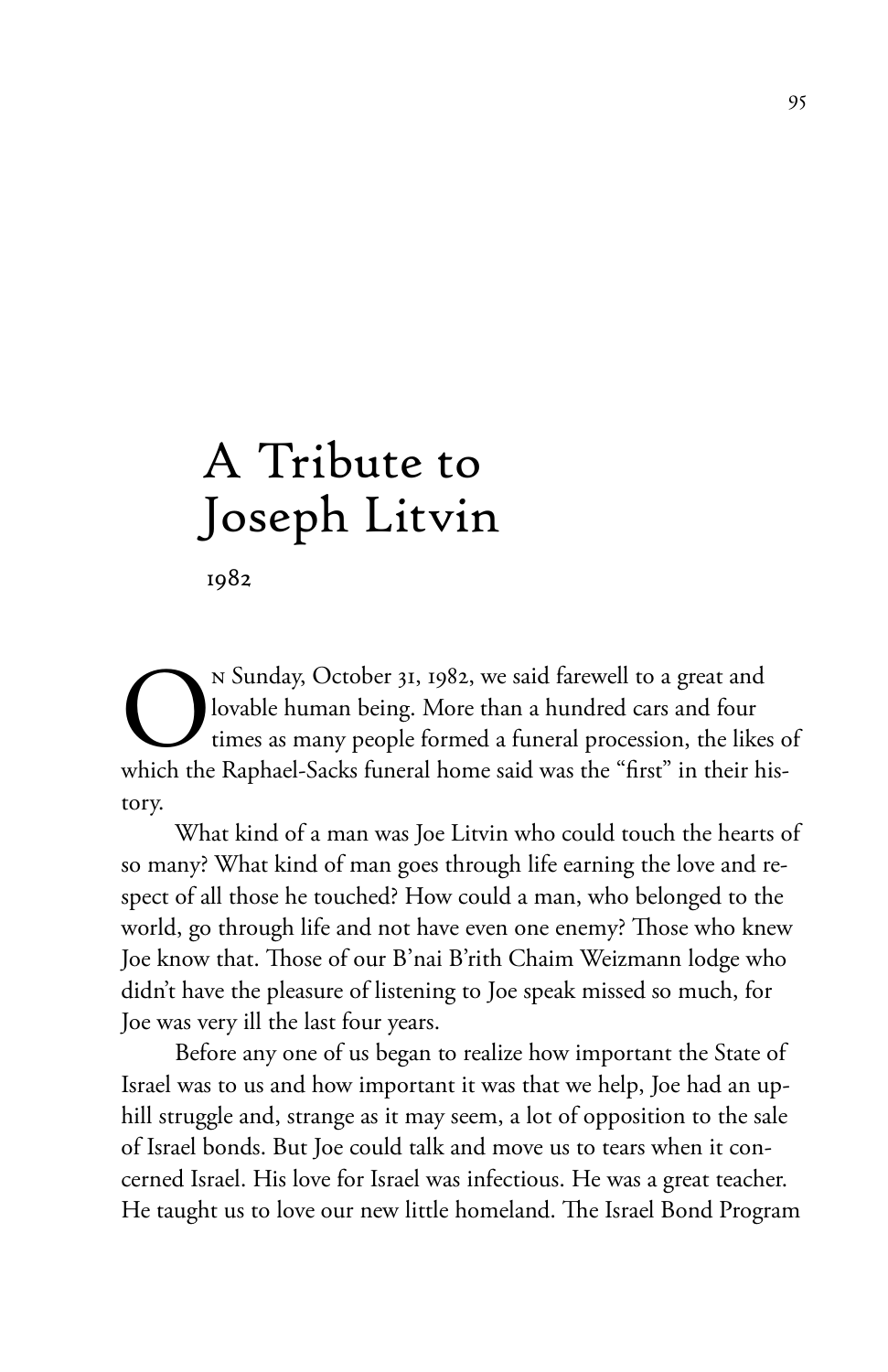# A Tribute to Joseph Litvin

1982

On Sunday, October 31, 1982, we said farewell to a great and lovable human being. More than a hundred cars and four times as many people formed a funeral procession, the likes of which the Raphael-Sacks funeral home said was the "first" in their history.

What kind of a man was Joe Litvin who could touch the hearts of so many? What kind of man goes through life earning the love and respect of all those he touched? How could a man, who belonged to the world, go through life and not have even one enemy? Those who knew Joe know that. Those of our B'nai B'rith Chaim Weizmann lodge who didn't have the pleasure of listening to Joe speak missed so much, for Joe was very ill the last four years.

Before any one of us began to realize how important the State of Israel was to us and how important it was that we help, Joe had an uphill struggle and, strange as it may seem, a lot of opposition to the sale of Israel bonds. But Joe could talk and move us to tears when it concerned Israel. His love for Israel was infectious. He was a great teacher. He taught us to love our new little homeland. The Israel Bond Program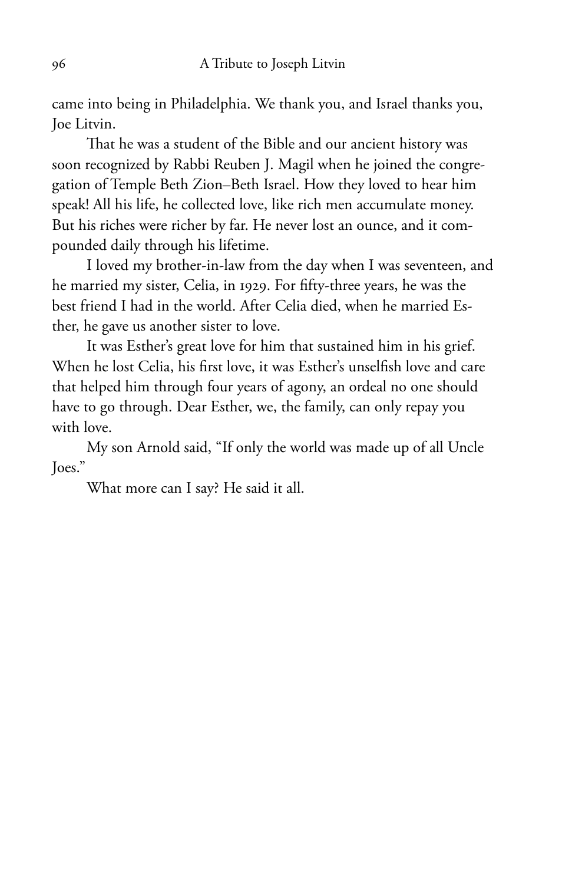came into being in Philadelphia. We thank you, and Israel thanks you, Joe Litvin.

That he was a student of the Bible and our ancient history was soon recognized by Rabbi Reuben J. Magil when he joined the congregation of Temple Beth Zion–Beth Israel. How they loved to hear him speak! All his life, he collected love, like rich men accumulate money. But his riches were richer by far. He never lost an ounce, and it compounded daily through his lifetime.

I loved my brother-in-law from the day when I was seventeen, and he married my sister, Celia, in 1929. For fifty-three years, he was the best friend I had in the world. After Celia died, when he married Esther, he gave us another sister to love.

It was Esther's great love for him that sustained him in his grief. When he lost Celia, his first love, it was Esther's unselfish love and care that helped him through four years of agony, an ordeal no one should have to go through. Dear Esther, we, the family, can only repay you with love.

My son Arnold said, "If only the world was made up of all Uncle Joes."

What more can I say? He said it all.